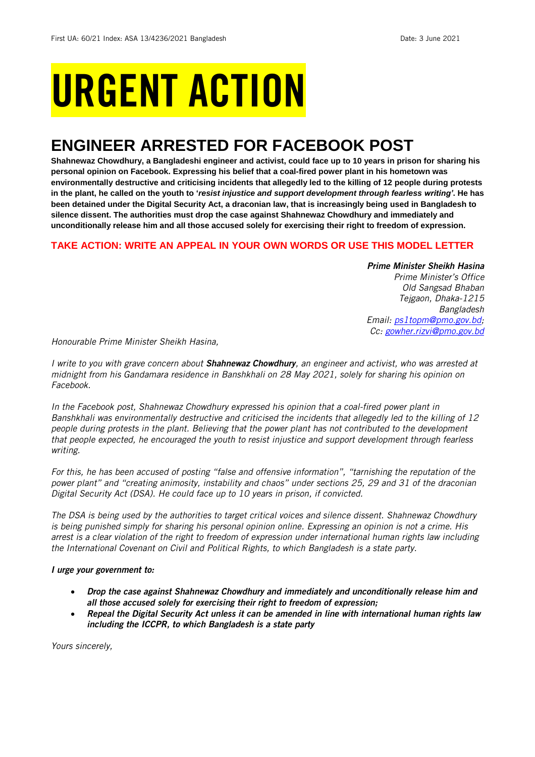First UA: 60/21 Index: ASA 13/4236/2021 Bangladesh Date: 3 June 2021

# URGENT ACTION

## ENGINEER ARRESTED FOR FACEBOOK POST

**Shahnewaz Chowdhury, a Bangladeshi engineer and activist, could face up to 10 years in prison for sharing his personal opinion on Facebook. Expressing his belief that a coal-fired power plant in his hometown was environmentally destructive and criticising incidents that allegedly led to the killing of 12 people during protests in the plant, he called on the youth to '*resist injustice and support development through fearless writing'*. He has been detained under the Digital Security Act, a draconian law, that is increasingly being used in Bangladesh to silence dissent. The authorities must drop the case against Shahnewaz Chowdhury and immediately and unconditionally release him and all those accused solely for exercising their right to freedom of expression.**

### TAKE ACTION: WRITE AN APPEAL IN YOUR OWN WORDS OR USE THIS MODEL LETTER

***Prime Minister Sheikh Hasina***
*Prime Minister's Office*
*Old Sangsad Bhaban*
*Tejgaon, Dhaka-1215*
*Bangladesh*
*Email: ps1topm@pmo.gov.bd;*
*Cc: gowher.rizvi@pmo.gov.bd*

*Honourable Prime Minister Sheikh Hasina,*

*I write to you with grave concern about **Shahnewaz Chowdhury**, an engineer and activist, who was arrested at midnight from his Gandamara residence in Banshkhali on 28 May 2021, solely for sharing his opinion on Facebook.*

*In the Facebook post, Shahnewaz Chowdhury expressed his opinion that a coal-fired power plant in Banshkhali was environmentally destructive and criticised the incidents that allegedly led to the killing of 12 people during protests in the plant. Believing that the power plant has not contributed to the development that people expected, he encouraged the youth to resist injustice and support development through fearless writing.*

*For this, he has been accused of posting "false and offensive information", "tarnishing the reputation of the power plant" and "creating animosity, instability and chaos" under sections 25, 29 and 31 of the draconian Digital Security Act (DSA). He could face up to 10 years in prison, if convicted.*

*The DSA is being used by the authorities to target critical voices and silence dissent. Shahnewaz Chowdhury is being punished simply for sharing his personal opinion online. Expressing an opinion is not a crime. His arrest is a clear violation of the right to freedom of expression under international human rights law including the International Covenant on Civil and Political Rights, to which Bangladesh is a state party.*

***I urge your government to:***

- ***Drop the case against Shahnewaz Chowdhury and immediately and unconditionally release him and all those accused solely for exercising their right to freedom of expression;***
- ***Repeal the Digital Security Act unless it can be amended in line with international human rights law including the ICCPR, to which Bangladesh is a state party***

*Yours sincerely,*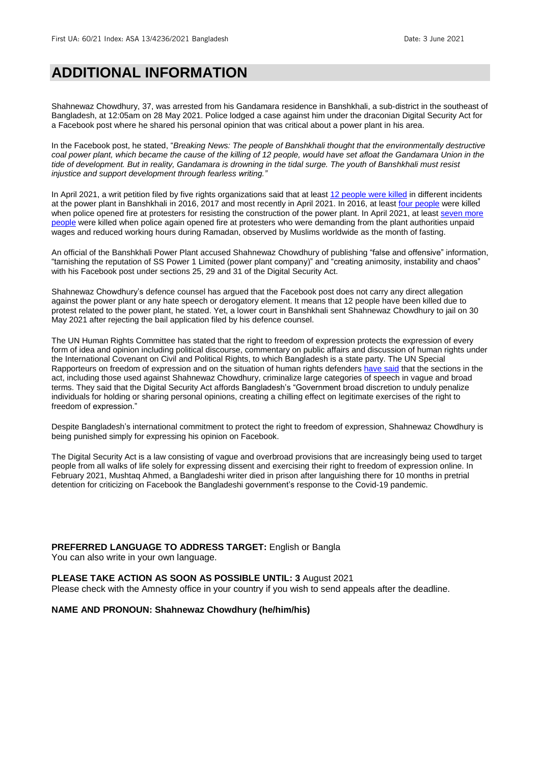# ADDITIONAL INFORMATION

Shahnewaz Chowdhury, 37, was arrested from his Gandamara residence in Banshkhali, a sub-district in the southeast of Bangladesh, at 12:05am on 28 May 2021. Police lodged a case against him under the draconian Digital Security Act for a Facebook post where he shared his personal opinion that was critical about a power plant in his area.

In the Facebook post, he stated, "*Breaking News: The people of Banshkhali thought that the environmentally destructive coal power plant, which became the cause of the killing of 12 people, would have set afloat the Gandamara Union in the tide of development. But in reality, Gandamara is drowning in the tidal surge. The youth of Banshkhali must resist injustice and support development through fearless writing.*"

In April 2021, a writ petition filed by five rights organizations said that at least 12 people were killed in different incidents at the power plant in Banshkhali in 2016, 2017 and most recently in April 2021. In 2016, at least four people were killed when police opened fire at protesters for resisting the construction of the power plant. In April 2021, at least seven more people were killed when police again opened fire at protesters who were demanding from the plant authorities unpaid wages and reduced working hours during Ramadan, observed by Muslims worldwide as the month of fasting.

An official of the Banshkhali Power Plant accused Shahnewaz Chowdhury of publishing "false and offensive" information, "tarnishing the reputation of SS Power 1 Limited (power plant company)" and "creating animosity, instability and chaos" with his Facebook post under sections 25, 29 and 31 of the Digital Security Act.

Shahnewaz Chowdhury's defence counsel has argued that the Facebook post does not carry any direct allegation against the power plant or any hate speech or derogatory element. It means that 12 people have been killed due to protest related to the power plant, he stated. Yet, a lower court in Banshkhali sent Shahnewaz Chowdhury to jail on 30 May 2021 after rejecting the bail application filed by his defence counsel.

The UN Human Rights Committee has stated that the right to freedom of expression protects the expression of every form of idea and opinion including political discourse, commentary on public affairs and discussion of human rights under the International Covenant on Civil and Political Rights, to which Bangladesh is a state party. The UN Special Rapporteurs on freedom of expression and on the situation of human rights defenders have said that the sections in the act, including those used against Shahnewaz Chowdhury, criminalize large categories of speech in vague and broad terms. They said that the Digital Security Act affords Bangladesh's "Government broad discretion to unduly penalize individuals for holding or sharing personal opinions, creating a chilling effect on legitimate exercises of the right to freedom of expression."

Despite Bangladesh's international commitment to protect the right to freedom of expression, Shahnewaz Chowdhury is being punished simply for expressing his opinion on Facebook.

The Digital Security Act is a law consisting of vague and overbroad provisions that are increasingly being used to target people from all walks of life solely for expressing dissent and exercising their right to freedom of expression online. In February 2021, Mushtaq Ahmed, a Bangladeshi writer died in prison after languishing there for 10 months in pretrial detention for criticizing on Facebook the Bangladeshi government's response to the Covid-19 pandemic.

**PREFERRED LANGUAGE TO ADDRESS TARGET:** English or Bangla
You can also write in your own language.

**PLEASE TAKE ACTION AS SOON AS POSSIBLE UNTIL: 3** August 2021
Please check with the Amnesty office in your country if you wish to send appeals after the deadline.

**NAME AND PRONOUN: Shahnewaz Chowdhury (he/him/his)**